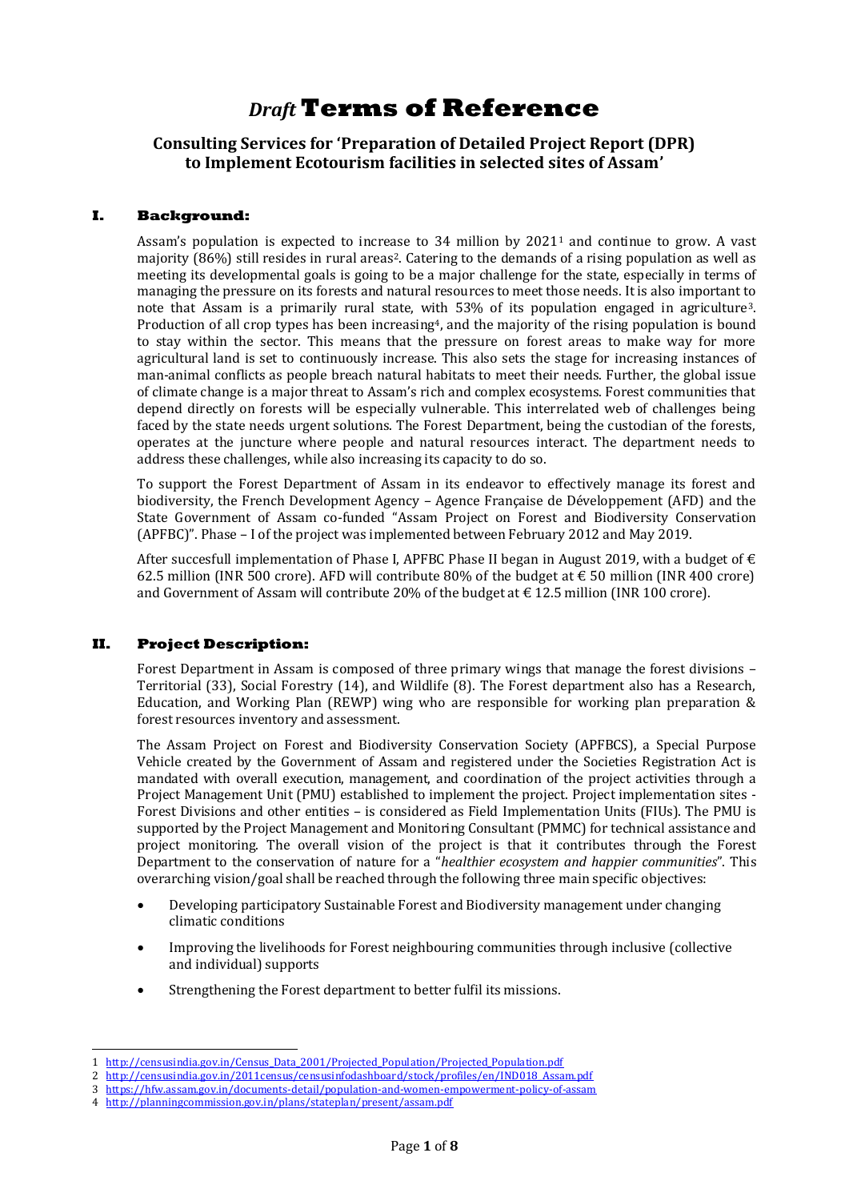# *Draft* Terms of Reference

## Consulting Services for 'Preparation of Detailed Project Report (DPR) to Implement Ecotourism facilities in selected sites of Assam'

### I. Background:

Assam's population is expected to increase to 34 million by 2021[1] and continue to grow. A vast majority (86%) still resides in rural areas[2]. Catering to the demands of a rising population as well as meeting its developmental goals is going to be a major challenge for the state, especially in terms of managing the pressure on its forests and natural resources to meet those needs. It is also important to note that Assam is a primarily rural state, with 53% of its population engaged in agriculture[3]. Production of all crop types has been increasing[4], and the majority of the rising population is bound to stay within the sector. This means that the pressure on forest areas to make way for more agricultural land is set to continuously increase. This also sets the stage for increasing instances of man-animal conflicts as people breach natural habitats to meet their needs. Further, the global issue of climate change is a major threat to Assam's rich and complex ecosystems. Forest communities that depend directly on forests will be especially vulnerable. This interrelated web of challenges being faced by the state needs urgent solutions. The Forest Department, being the custodian of the forests, operates at the juncture where people and natural resources interact. The department needs to address these challenges, while also increasing its capacity to do so.

To support the Forest Department of Assam in its endeavor to effectively manage its forest and biodiversity, the French Development Agency – Agence Française de Développement (AFD) and the State Government of Assam co-funded "Assam Project on Forest and Biodiversity Conservation (APFBC)". Phase – I of the project was implemented between February 2012 and May 2019.

After succesfull implementation of Phase I, APFBC Phase II began in August 2019, with a budget of € 62.5 million (INR 500 crore). AFD will contribute 80% of the budget at € 50 million (INR 400 crore) and Government of Assam will contribute 20% of the budget at € 12.5 million (INR 100 crore).

### II. Project Description:

Forest Department in Assam is composed of three primary wings that manage the forest divisions – Territorial (33), Social Forestry (14), and Wildlife (8). The Forest department also has a Research, Education, and Working Plan (REWP) wing who are responsible for working plan preparation & forest resources inventory and assessment.

The Assam Project on Forest and Biodiversity Conservation Society (APFBCS), a Special Purpose Vehicle created by the Government of Assam and registered under the Societies Registration Act is mandated with overall execution, management, and coordination of the project activities through a Project Management Unit (PMU) established to implement the project. Project implementation sites - Forest Divisions and other entities – is considered as Field Implementation Units (FIUs). The PMU is supported by the Project Management and Monitoring Consultant (PMMC) for technical assistance and project monitoring. The overall vision of the project is that it contributes through the Forest Department to the conservation of nature for a "*healthier ecosystem and happier communities*". This overarching vision/goal shall be reached through the following three main specific objectives:

- Developing participatory Sustainable Forest and Biodiversity management under changing climatic conditions
- Improving the livelihoods for Forest neighbouring communities through inclusive (collective and individual) supports
- Strengthening the Forest department to better fulfil its missions.

---

1 http://censusindia.gov.in/Census_Data_2001/Projected_Population/Projected_Population.pdf
2 http://censusindia.gov.in/2011census/censusinfodashboard/stock/profiles/en/IND018_Assam.pdf
3 https://hfw.assam.gov.in/documents-detail/population-and-women-empowerment-policy-of-assam
4 http://planningcommission.gov.in/plans/stateplan/present/assam.pdf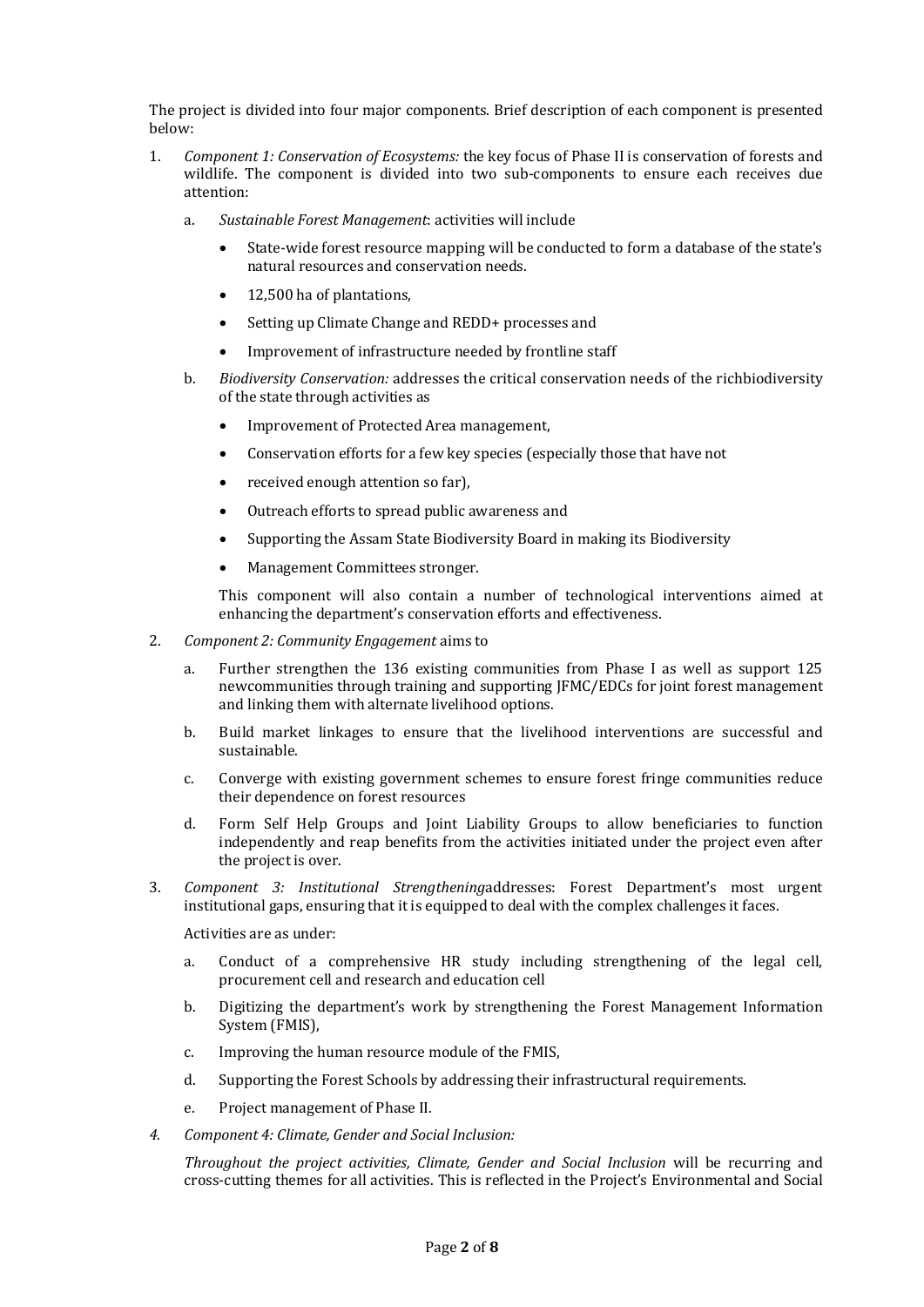The project is divided into four major components. Brief description of each component is presented below:

1. *Component 1: Conservation of Ecosystems:* the key focus of Phase II is conservation of forests and wildlife. The component is divided into two sub-components to ensure each receives due attention:

   a. *Sustainable Forest Management*: activities will include

      - State-wide forest resource mapping will be conducted to form a database of the state's natural resources and conservation needs.
      - 12,500 ha of plantations,
      - Setting up Climate Change and REDD+ processes and
      - Improvement of infrastructure needed by frontline staff

   b. *Biodiversity Conservation:* addresses the critical conservation needs of the richbiodiversity of the state through activities as

      - Improvement of Protected Area management,
      - Conservation efforts for a few key species (especially those that have not
      - received enough attention so far),
      - Outreach efforts to spread public awareness and
      - Supporting the Assam State Biodiversity Board in making its Biodiversity
      - Management Committees stronger.

      This component will also contain a number of technological interventions aimed at enhancing the department's conservation efforts and effectiveness.

2. *Component 2: Community Engagement* aims to

   a. Further strengthen the 136 existing communities from Phase I as well as support 125 newcommunities through training and supporting JFMC/EDCs for joint forest management and linking them with alternate livelihood options.

   b. Build market linkages to ensure that the livelihood interventions are successful and sustainable.

   c. Converge with existing government schemes to ensure forest fringe communities reduce their dependence on forest resources

   d. Form Self Help Groups and Joint Liability Groups to allow beneficiaries to function independently and reap benefits from the activities initiated under the project even after the project is over.

3. *Component 3: Institutional Strengthening*addresses: Forest Department's most urgent institutional gaps, ensuring that it is equipped to deal with the complex challenges it faces.

   Activities are as under:

   a. Conduct of a comprehensive HR study including strengthening of the legal cell, procurement cell and research and education cell

   b. Digitizing the department's work by strengthening the Forest Management Information System (FMIS),

   c. Improving the human resource module of the FMIS,

   d. Supporting the Forest Schools by addressing their infrastructural requirements.

   e. Project management of Phase II.

4. *Component 4: Climate, Gender and Social Inclusion:*

   *Throughout the project activities, Climate, Gender and Social Inclusion* will be recurring and cross-cutting themes for all activities. This is reflected in the Project's Environmental and Social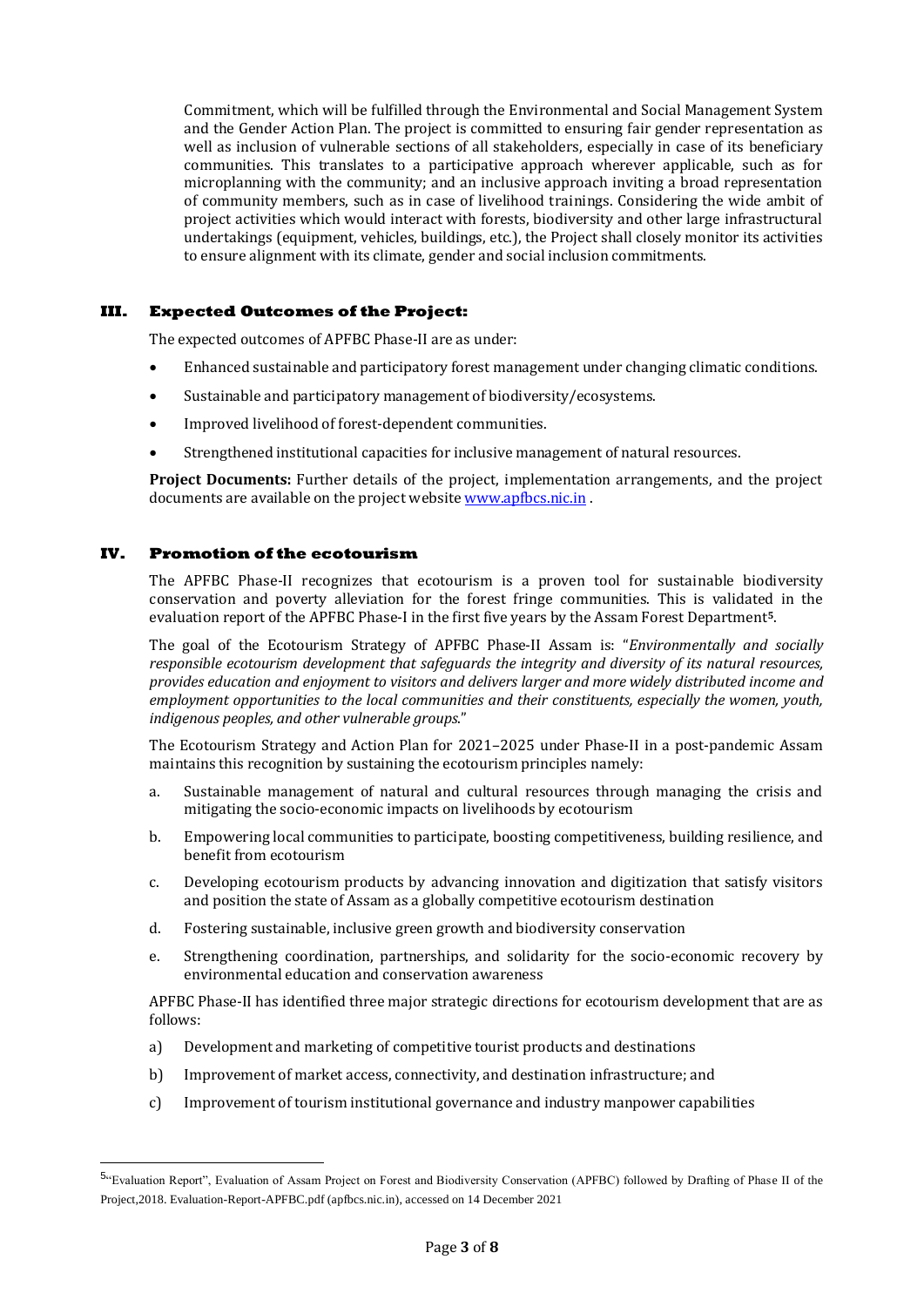Commitment, which will be fulfilled through the Environmental and Social Management System and the Gender Action Plan. The project is committed to ensuring fair gender representation as well as inclusion of vulnerable sections of all stakeholders, especially in case of its beneficiary communities. This translates to a participative approach wherever applicable, such as for microplanning with the community; and an inclusive approach inviting a broad representation of community members, such as in case of livelihood trainings. Considering the wide ambit of project activities which would interact with forests, biodiversity and other large infrastructural undertakings (equipment, vehicles, buildings, etc.), the Project shall closely monitor its activities to ensure alignment with its climate, gender and social inclusion commitments.

## III. Expected Outcomes of the Project:

The expected outcomes of APFBC Phase-II are as under:

- Enhanced sustainable and participatory forest management under changing climatic conditions.
- Sustainable and participatory management of biodiversity/ecosystems.
- Improved livelihood of forest-dependent communities.
- Strengthened institutional capacities for inclusive management of natural resources.

**Project Documents:** Further details of the project, implementation arrangements, and the project documents are available on the project website www.apfbcs.nic.in .

## IV. Promotion of the ecotourism

The APFBC Phase-II recognizes that ecotourism is a proven tool for sustainable biodiversity conservation and poverty alleviation for the forest fringe communities. This is validated in the evaluation report of the APFBC Phase-I in the first five years by the Assam Forest Department[5].

The goal of the Ecotourism Strategy of APFBC Phase-II Assam is: "*Environmentally and socially responsible ecotourism development that safeguards the integrity and diversity of its natural resources, provides education and enjoyment to visitors and delivers larger and more widely distributed income and employment opportunities to the local communities and their constituents, especially the women, youth, indigenous peoples, and other vulnerable groups*."

The Ecotourism Strategy and Action Plan for 2021–2025 under Phase-II in a post-pandemic Assam maintains this recognition by sustaining the ecotourism principles namely:

a. Sustainable management of natural and cultural resources through managing the crisis and mitigating the socio-economic impacts on livelihoods by ecotourism
b. Empowering local communities to participate, boosting competitiveness, building resilience, and benefit from ecotourism
c. Developing ecotourism products by advancing innovation and digitization that satisfy visitors and position the state of Assam as a globally competitive ecotourism destination
d. Fostering sustainable, inclusive green growth and biodiversity conservation
e. Strengthening coordination, partnerships, and solidarity for the socio-economic recovery by environmental education and conservation awareness

APFBC Phase-II has identified three major strategic directions for ecotourism development that are as follows:

a) Development and marketing of competitive tourist products and destinations
b) Improvement of market access, connectivity, and destination infrastructure; and
c) Improvement of tourism institutional governance and industry manpower capabilities

---

[5] "Evaluation Report", Evaluation of Assam Project on Forest and Biodiversity Conservation (APFBC) followed by Drafting of Phase II of the Project,2018. Evaluation-Report-APFBC.pdf (apfbcs.nic.in), accessed on 14 December 2021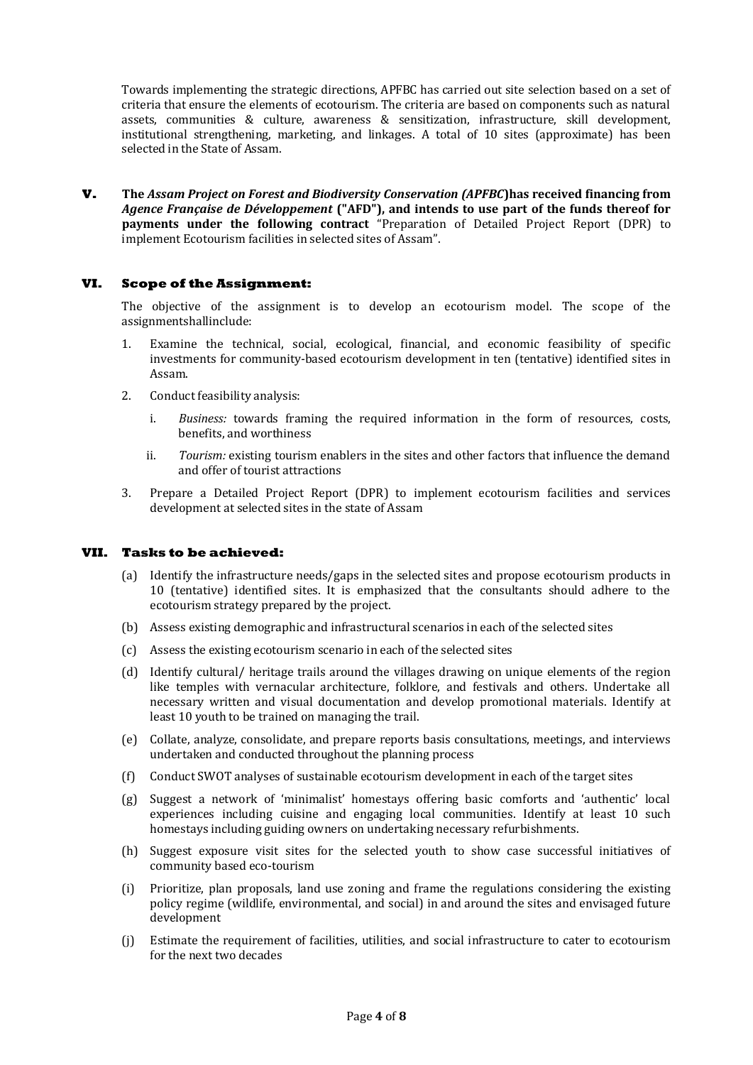Towards implementing the strategic directions, APFBC has carried out site selection based on a set of criteria that ensure the elements of ecotourism. The criteria are based on components such as natural assets, communities & culture, awareness & sensitization, infrastructure, skill development, institutional strengthening, marketing, and linkages. A total of 10 sites (approximate) has been selected in the State of Assam.

**V. The *Assam Project on Forest and Biodiversity Conservation (APFBC*)has received financing from *Agence Française de Développement* ("AFD"), and intends to use part of the funds thereof for payments under the following contract** "Preparation of Detailed Project Report (DPR) to implement Ecotourism facilities in selected sites of Assam".

## VI. Scope of the Assignment:

The objective of the assignment is to develop an ecotourism model. The scope of the assignmentshallinclude:

1. Examine the technical, social, ecological, financial, and economic feasibility of specific investments for community-based ecotourism development in ten (tentative) identified sites in Assam.
2. Conduct feasibility analysis:
   i. *Business:* towards framing the required information in the form of resources, costs, benefits, and worthiness
   ii. *Tourism:* existing tourism enablers in the sites and other factors that influence the demand and offer of tourist attractions
3. Prepare a Detailed Project Report (DPR) to implement ecotourism facilities and services development at selected sites in the state of Assam

## VII. Tasks to be achieved:

(a) Identify the infrastructure needs/gaps in the selected sites and propose ecotourism products in 10 (tentative) identified sites. It is emphasized that the consultants should adhere to the ecotourism strategy prepared by the project.

(b) Assess existing demographic and infrastructural scenarios in each of the selected sites

(c) Assess the existing ecotourism scenario in each of the selected sites

(d) Identify cultural/ heritage trails around the villages drawing on unique elements of the region like temples with vernacular architecture, folklore, and festivals and others. Undertake all necessary written and visual documentation and develop promotional materials. Identify at least 10 youth to be trained on managing the trail.

(e) Collate, analyze, consolidate, and prepare reports basis consultations, meetings, and interviews undertaken and conducted throughout the planning process

(f) Conduct SWOT analyses of sustainable ecotourism development in each of the target sites

(g) Suggest a network of 'minimalist' homestays offering basic comforts and 'authentic' local experiences including cuisine and engaging local communities. Identify at least 10 such homestays including guiding owners on undertaking necessary refurbishments.

(h) Suggest exposure visit sites for the selected youth to show case successful initiatives of community based eco-tourism

(i) Prioritize, plan proposals, land use zoning and frame the regulations considering the existing policy regime (wildlife, environmental, and social) in and around the sites and envisaged future development

(j) Estimate the requirement of facilities, utilities, and social infrastructure to cater to ecotourism for the next two decades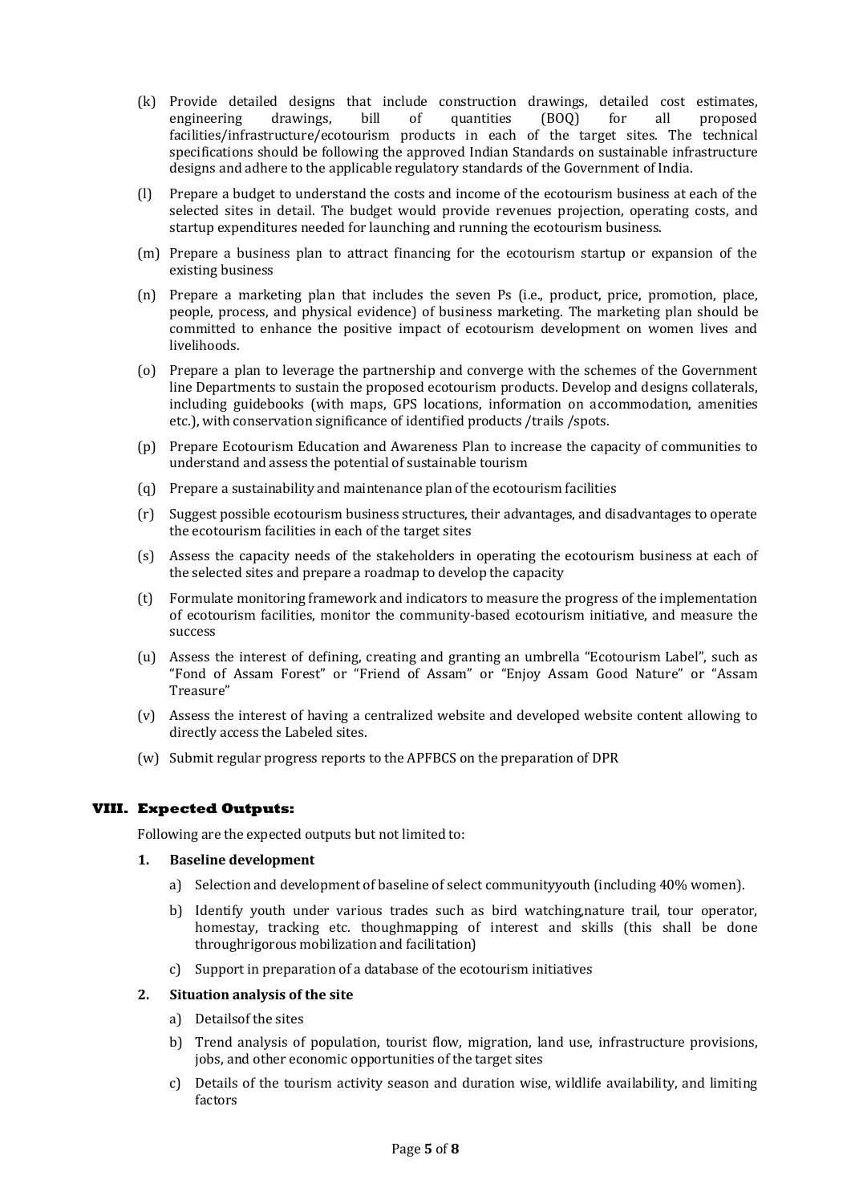(k) Provide detailed designs that include construction drawings, detailed cost estimates, engineering drawings, bill of quantities (BOQ) for all proposed facilities/infrastructure/ecotourism products in each of the target sites. The technical specifications should be following the approved Indian Standards on sustainable infrastructure designs and adhere to the applicable regulatory standards of the Government of India.

(l) Prepare a budget to understand the costs and income of the ecotourism business at each of the selected sites in detail. The budget would provide revenues projection, operating costs, and startup expenditures needed for launching and running the ecotourism business.

(m) Prepare a business plan to attract financing for the ecotourism startup or expansion of the existing business

(n) Prepare a marketing plan that includes the seven Ps (i.e., product, price, promotion, place, people, process, and physical evidence) of business marketing. The marketing plan should be committed to enhance the positive impact of ecotourism development on women lives and livelihoods.

(o) Prepare a plan to leverage the partnership and converge with the schemes of the Government line Departments to sustain the proposed ecotourism products. Develop and designs collaterals, including guidebooks (with maps, GPS locations, information on accommodation, amenities etc.), with conservation significance of identified products /trails /spots.

(p) Prepare Ecotourism Education and Awareness Plan to increase the capacity of communities to understand and assess the potential of sustainable tourism

(q) Prepare a sustainability and maintenance plan of the ecotourism facilities

(r) Suggest possible ecotourism business structures, their advantages, and disadvantages to operate the ecotourism facilities in each of the target sites

(s) Assess the capacity needs of the stakeholders in operating the ecotourism business at each of the selected sites and prepare a roadmap to develop the capacity

(t) Formulate monitoring framework and indicators to measure the progress of the implementation of ecotourism facilities, monitor the community-based ecotourism initiative, and measure the success

(u) Assess the interest of defining, creating and granting an umbrella "Ecotourism Label", such as "Fond of Assam Forest" or "Friend of Assam" or "Enjoy Assam Good Nature" or "Assam Treasure"

(v) Assess the interest of having a centralized website and developed website content allowing to directly access the Labeled sites.

(w) Submit regular progress reports to the APFBCS on the preparation of DPR

## VIII. Expected Outputs:

Following are the expected outputs but not limited to:

**1. Baseline development**

a) Selection and development of baseline of select communityyouth (including 40% women).

b) Identify youth under various trades such as bird watching,nature trail, tour operator, homestay, tracking etc. thoughmapping of interest and skills (this shall be done throughrigorous mobilization and facilitation)

c) Support in preparation of a database of the ecotourism initiatives

**2. Situation analysis of the site**

a) Detailsof the sites

b) Trend analysis of population, tourist flow, migration, land use, infrastructure provisions, jobs, and other economic opportunities of the target sites

c) Details of the tourism activity season and duration wise, wildlife availability, and limiting factors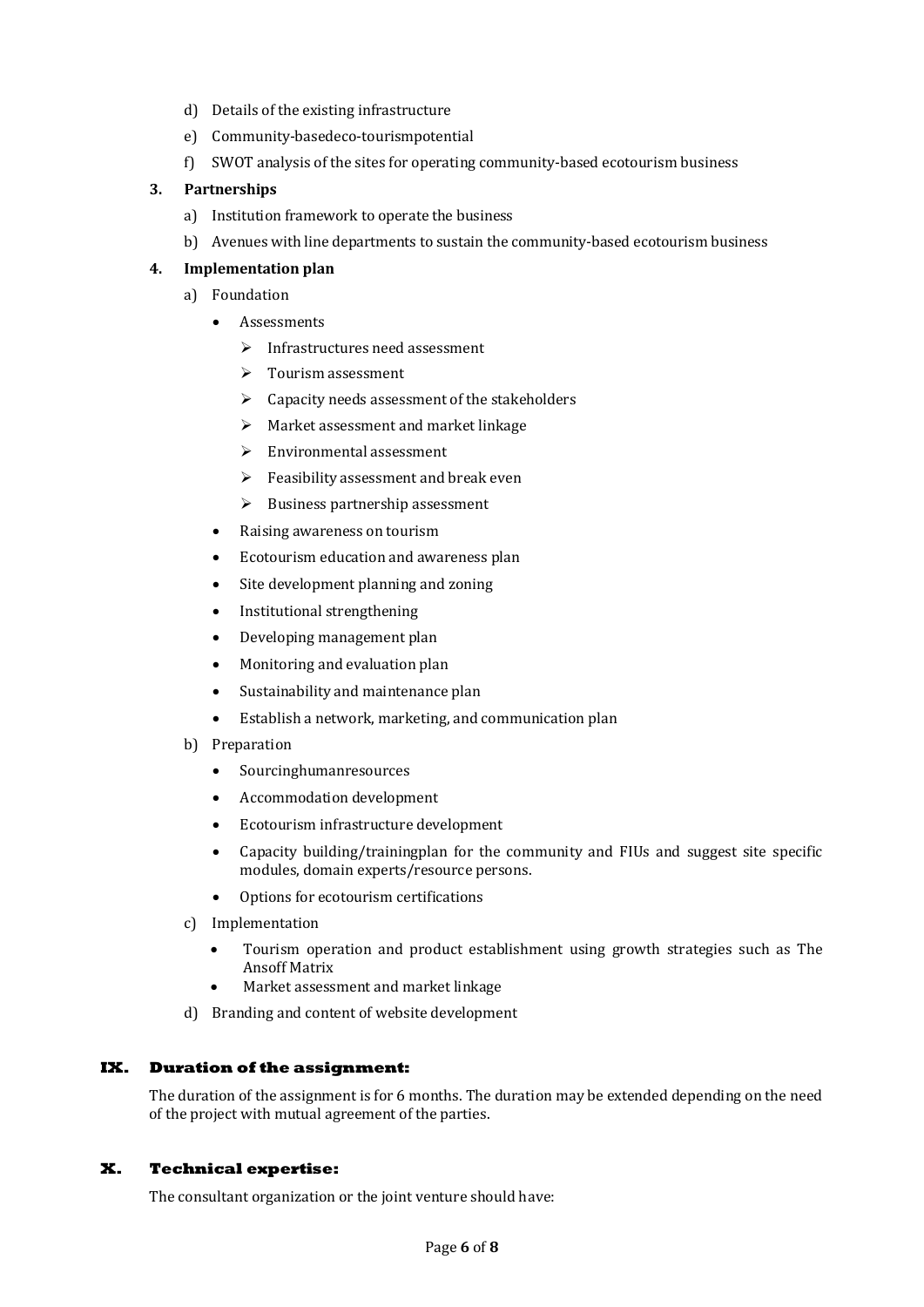d) Details of the existing infrastructure

e) Community-basedeco-tourismpotential

f) SWOT analysis of the sites for operating community-based ecotourism business

**3. Partnerships**

a) Institution framework to operate the business

b) Avenues with line departments to sustain the community-based ecotourism business

**4. Implementation plan**

a) Foundation

- Assessments
  - ➢ Infrastructures need assessment
  - ➢ Tourism assessment
  - ➢ Capacity needs assessment of the stakeholders
  - ➢ Market assessment and market linkage
  - ➢ Environmental assessment
  - ➢ Feasibility assessment and break even
  - ➢ Business partnership assessment
- Raising awareness on tourism
- Ecotourism education and awareness plan
- Site development planning and zoning
- Institutional strengthening
- Developing management plan
- Monitoring and evaluation plan
- Sustainability and maintenance plan
- Establish a network, marketing, and communication plan

b) Preparation

- Sourcinghumanresources
- Accommodation development
- Ecotourism infrastructure development
- Capacity building/trainingplan for the community and FIUs and suggest site specific modules, domain experts/resource persons.
- Options for ecotourism certifications

c) Implementation

- Tourism operation and product establishment using growth strategies such as The Ansoff Matrix
- Market assessment and market linkage

d) Branding and content of website development

## IX. Duration of the assignment:

The duration of the assignment is for 6 months. The duration may be extended depending on the need of the project with mutual agreement of the parties.

## X. Technical expertise:

The consultant organization or the joint venture should have: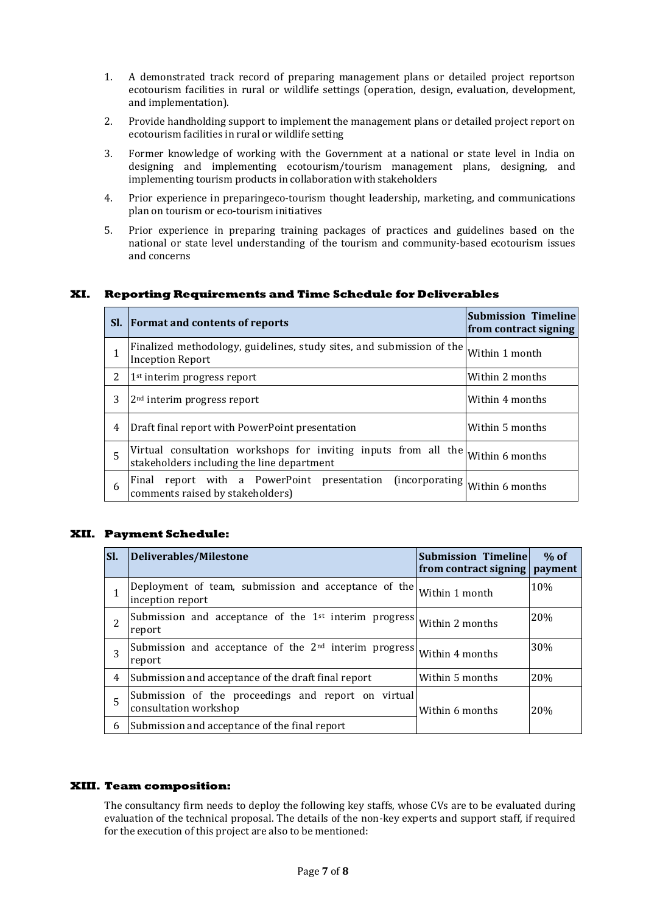1. A demonstrated track record of preparing management plans or detailed project reportson ecotourism facilities in rural or wildlife settings (operation, design, evaluation, development, and implementation).
2. Provide handholding support to implement the management plans or detailed project report on ecotourism facilities in rural or wildlife setting
3. Former knowledge of working with the Government at a national or state level in India on designing and implementing ecotourism/tourism management plans, designing, and implementing tourism products in collaboration with stakeholders
4. Prior experience in preparingeco-tourism thought leadership, marketing, and communications plan on tourism or eco-tourism initiatives
5. Prior experience in preparing training packages of practices and guidelines based on the national or state level understanding of the tourism and community-based ecotourism issues and concerns

## XI. Reporting Requirements and Time Schedule for Deliverables

| Sl. | Format and contents of reports | Submission Timeline from contract signing |
|---|---|---|
| 1 | Finalized methodology, guidelines, study sites, and submission of the Inception Report | Within 1 month |
| 2 | 1st interim progress report | Within 2 months |
| 3 | 2nd interim progress report | Within 4 months |
| 4 | Draft final report with PowerPoint presentation | Within 5 months |
| 5 | Virtual consultation workshops for inviting inputs from all the stakeholders including the line department | Within 6 months |
| 6 | Final report with a PowerPoint presentation (incorporating comments raised by stakeholders) | Within 6 months |

## XII. Payment Schedule:

| Sl. | Deliverables/Milestone | Submission Timeline from contract signing | % of payment |
|---|---|---|---|
| 1 | Deployment of team, submission and acceptance of the inception report | Within 1 month | 10% |
| 2 | Submission and acceptance of the 1st interim progress report | Within 2 months | 20% |
| 3 | Submission and acceptance of the 2nd interim progress report | Within 4 months | 30% |
| 4 | Submission and acceptance of the draft final report | Within 5 months | 20% |
| 5 | Submission of the proceedings and report on virtual consultation workshop | Within 6 months | 20% |
| 6 | Submission and acceptance of the final report | | |

## XIII. Team composition:

The consultancy firm needs to deploy the following key staffs, whose CVs are to be evaluated during evaluation of the technical proposal. The details of the non-key experts and support staff, if required for the execution of this project are also to be mentioned: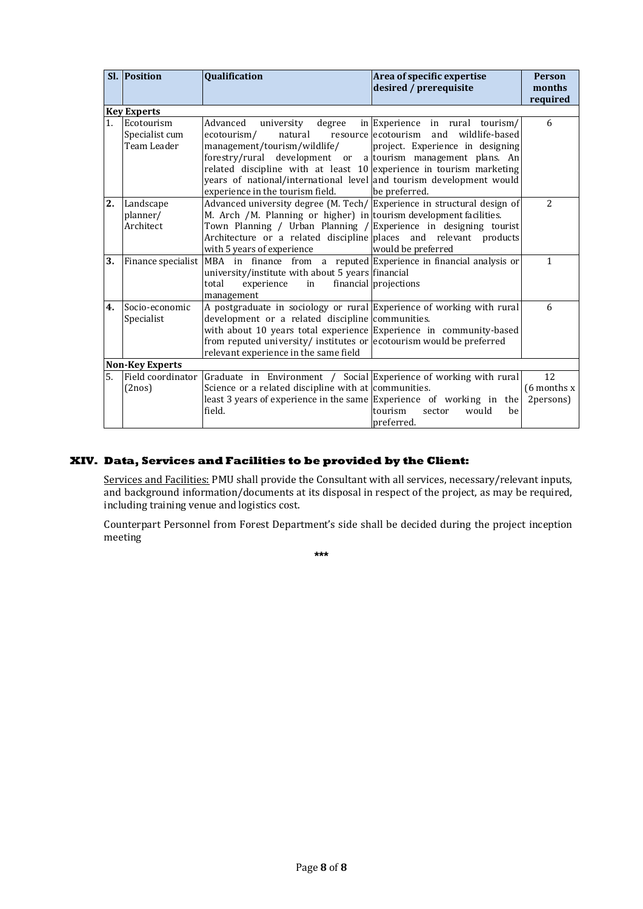| Sl. | Position | Qualification | Area of specific expertise desired / prerequisite | Person months required |
|---|---|---|---|---|
| **Key Experts** | | | | |
| 1. | Ecotourism Specialist cum Team Leader | Advanced university degree in ecotourism/ natural resource management/tourism/wildlife/ forestry/rural development or a related discipline with at least 10 years of national/international level experience in the tourism field. | Experience in rural tourism/ ecotourism and wildlife-based project. Experience in designing tourism management plans. An experience in tourism marketing and tourism development would be preferred. | 6 |
| **2.** | Landscape planner/ Architect | Advanced university degree (M. Tech/ M. Arch /M. Planning or higher) in Town Planning / Urban Planning / Architecture or a related discipline with 5 years of experience | Experience in structural design of tourism development facilities. Experience in designing tourist places and relevant products would be preferred | 2 |
| **3.** | Finance specialist | MBA in finance from a reputed university/institute with about 5 years total experience in financial management | Experience in financial analysis or financial projections | 1 |
| **4.** | Socio-economic Specialist | A postgraduate in sociology or rural development or a related discipline with about 10 years total experience from reputed university/ institutes or relevant experience in the same field | Experience of working with rural communities. Experience in community-based ecotourism would be preferred | 6 |
| **Non-Key Experts** | | | | |
| 5. | Field coordinator (2nos) | Graduate in Environment / Social Science or a related discipline with at least 3 years of experience in the same field. | Experience of working with rural communities. Experience of working in the tourism sector would be preferred. | 12 (6 months x 2persons) |

## XIV. Data, Services and Facilities to be provided by the Client:

Services and Facilities: PMU shall provide the Consultant with all services, necessary/relevant inputs, and background information/documents at its disposal in respect of the project, as may be required, including training venue and logistics cost.

Counterpart Personnel from Forest Department's side shall be decided during the project inception meeting

***